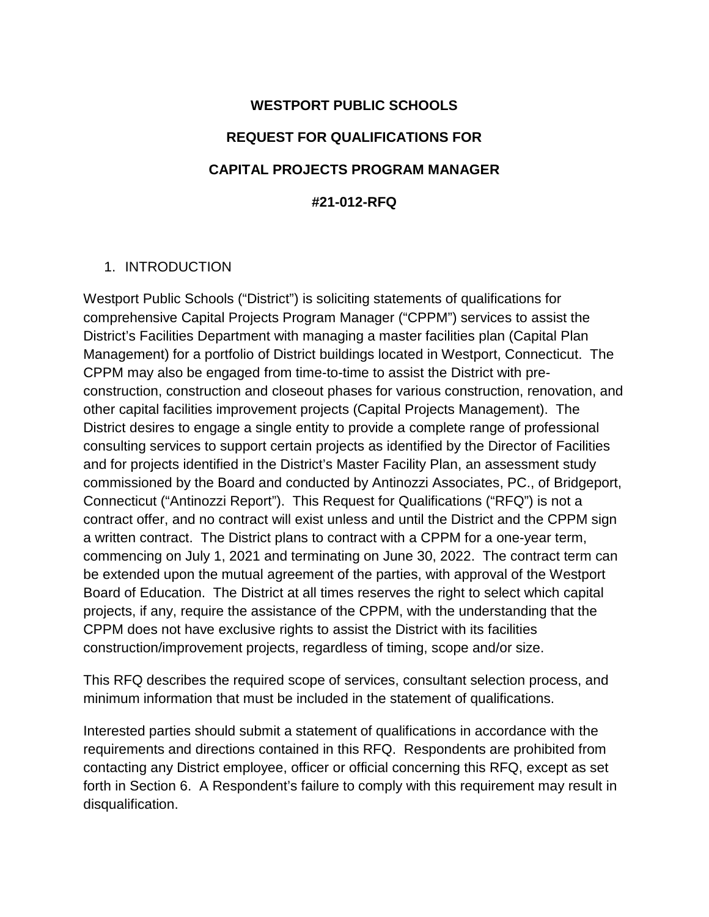# WESTPORT PUBLIC SCHOOLS

# REQUEST FOR QUALIFICATIONS FOR

# CAPITAL PROJECTS PROGRAM MANAGER

# #21-012-RFQ

## 1. INTRODUCTION

Westport Public Schools ("District") is soliciting statements of qualifications for comprehensive Capital Projects Program Manager ("CPPM") services to assist the District's Facilities Department with managing a master facilities plan (Capital Plan Management) for a portfolio of District buildings located in Westport, Connecticut. The CPPM may also be engaged from time-to-time to assist the District with pre-construction, construction and closeout phases for various construction, renovation, and other capital facilities improvement projects (Capital Projects Management). The District desires to engage a single entity to provide a complete range of professional consulting services to support certain projects as identified by the Director of Facilities and for projects identified in the District's Master Facility Plan, an assessment study commissioned by the Board and conducted by Antinozzi Associates, PC., of Bridgeport, Connecticut ("Antinozzi Report"). This Request for Qualifications ("RFQ") is not a contract offer, and no contract will exist unless and until the District and the CPPM sign a written contract. The District plans to contract with a CPPM for a one-year term, commencing on July 1, 2021 and terminating on June 30, 2022. The contract term can be extended upon the mutual agreement of the parties, with approval of the Westport Board of Education. The District at all times reserves the right to select which capital projects, if any, require the assistance of the CPPM, with the understanding that the CPPM does not have exclusive rights to assist the District with its facilities construction/improvement projects, regardless of timing, scope and/or size.

This RFQ describes the required scope of services, consultant selection process, and minimum information that must be included in the statement of qualifications.

Interested parties should submit a statement of qualifications in accordance with the requirements and directions contained in this RFQ. Respondents are prohibited from contacting any District employee, officer or official concerning this RFQ, except as set forth in Section 6. A Respondent's failure to comply with this requirement may result in disqualification.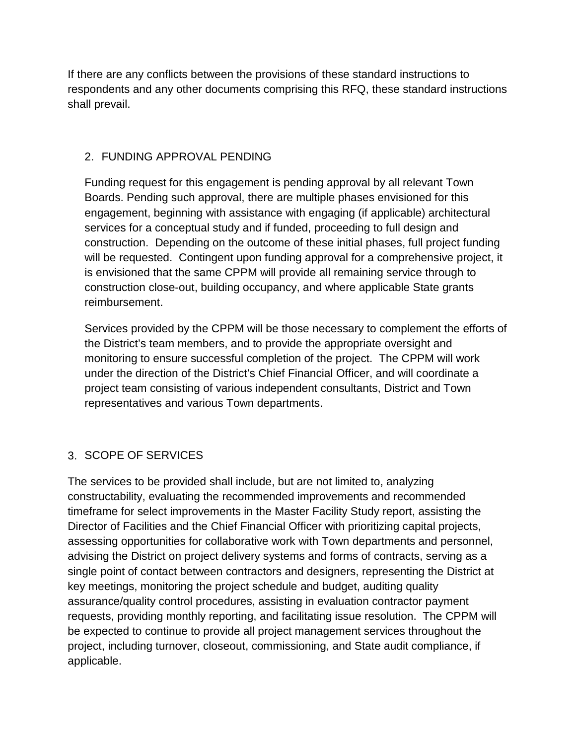If there are any conflicts between the provisions of these standard instructions to respondents and any other documents comprising this RFQ, these standard instructions shall prevail.

## 2. FUNDING APPROVAL PENDING

Funding request for this engagement is pending approval by all relevant Town Boards. Pending such approval, there are multiple phases envisioned for this engagement, beginning with assistance with engaging (if applicable) architectural services for a conceptual study and if funded, proceeding to full design and construction. Depending on the outcome of these initial phases, full project funding will be requested. Contingent upon funding approval for a comprehensive project, it is envisioned that the same CPPM will provide all remaining service through to construction close-out, building occupancy, and where applicable State grants reimbursement.

Services provided by the CPPM will be those necessary to complement the efforts of the District's team members, and to provide the appropriate oversight and monitoring to ensure successful completion of the project. The CPPM will work under the direction of the District's Chief Financial Officer, and will coordinate a project team consisting of various independent consultants, District and Town representatives and various Town departments.

## 3. SCOPE OF SERVICES

The services to be provided shall include, but are not limited to, analyzing constructability, evaluating the recommended improvements and recommended timeframe for select improvements in the Master Facility Study report, assisting the Director of Facilities and the Chief Financial Officer with prioritizing capital projects, assessing opportunities for collaborative work with Town departments and personnel, advising the District on project delivery systems and forms of contracts, serving as a single point of contact between contractors and designers, representing the District at key meetings, monitoring the project schedule and budget, auditing quality assurance/quality control procedures, assisting in evaluation contractor payment requests, providing monthly reporting, and facilitating issue resolution. The CPPM will be expected to continue to provide all project management services throughout the project, including turnover, closeout, commissioning, and State audit compliance, if applicable.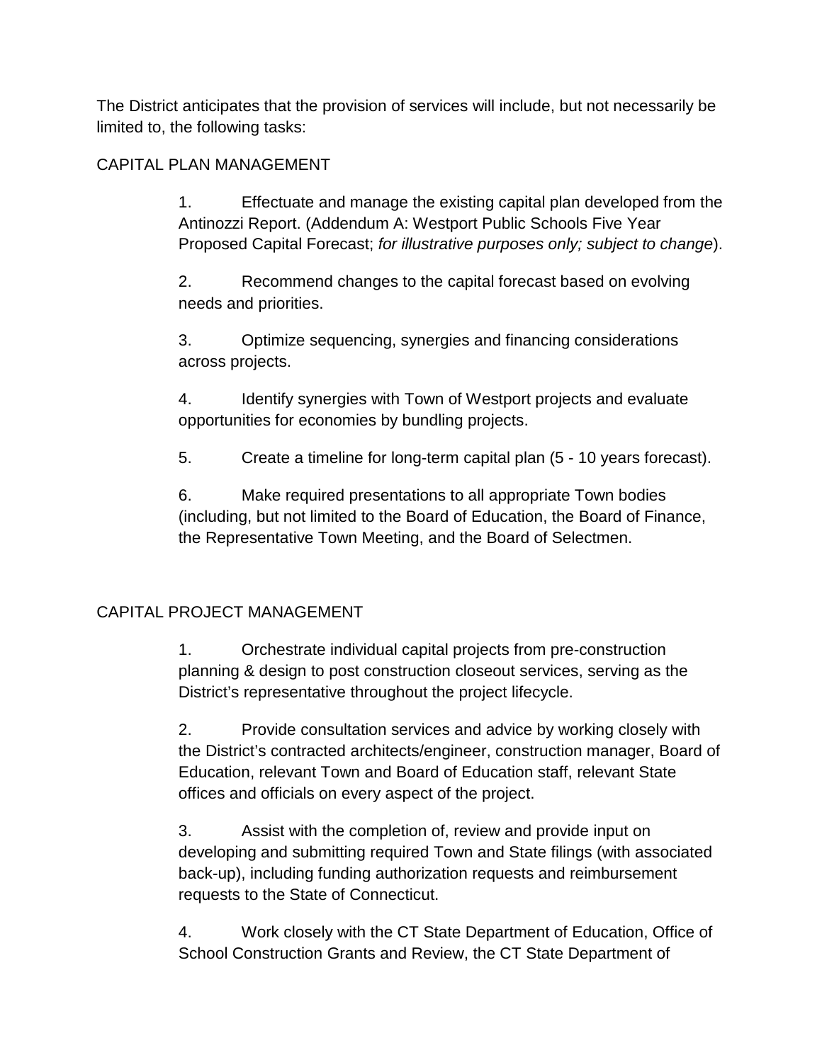The District anticipates that the provision of services will include, but not necessarily be limited to, the following tasks:

## CAPITAL PLAN MANAGEMENT

1. Effectuate and manage the existing capital plan developed from the Antinozzi Report. (Addendum A: Westport Public Schools Five Year Proposed Capital Forecast; *for illustrative purposes only; subject to change*).

2. Recommend changes to the capital forecast based on evolving needs and priorities.

3. Optimize sequencing, synergies and financing considerations across projects.

4. Identify synergies with Town of Westport projects and evaluate opportunities for economies by bundling projects.

5. Create a timeline for long-term capital plan (5 - 10 years forecast).

6. Make required presentations to all appropriate Town bodies (including, but not limited to the Board of Education, the Board of Finance, the Representative Town Meeting, and the Board of Selectmen.

## CAPITAL PROJECT MANAGEMENT

1. Orchestrate individual capital projects from pre-construction planning & design to post construction closeout services, serving as the District's representative throughout the project lifecycle.

2. Provide consultation services and advice by working closely with the District's contracted architects/engineer, construction manager, Board of Education, relevant Town and Board of Education staff, relevant State offices and officials on every aspect of the project.

3. Assist with the completion of, review and provide input on developing and submitting required Town and State filings (with associated back-up), including funding authorization requests and reimbursement requests to the State of Connecticut.

4. Work closely with the CT State Department of Education, Office of School Construction Grants and Review, the CT State Department of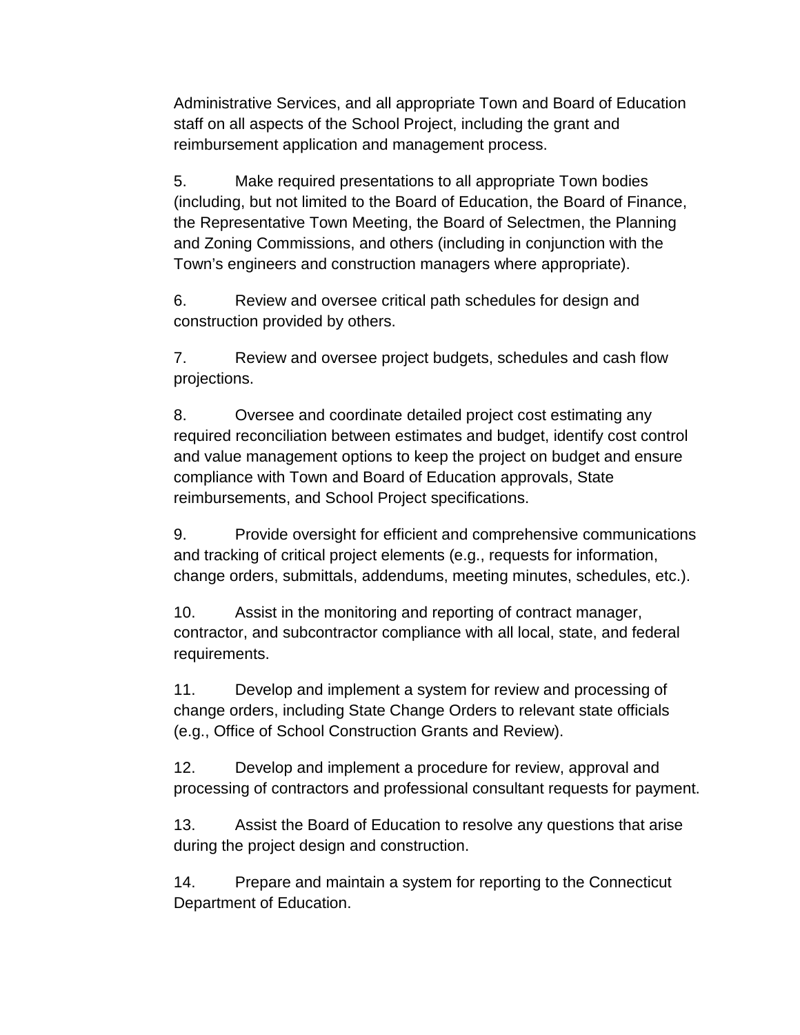Administrative Services, and all appropriate Town and Board of Education staff on all aspects of the School Project, including the grant and reimbursement application and management process.

5. Make required presentations to all appropriate Town bodies (including, but not limited to the Board of Education, the Board of Finance, the Representative Town Meeting, the Board of Selectmen, the Planning and Zoning Commissions, and others (including in conjunction with the Town's engineers and construction managers where appropriate).

6. Review and oversee critical path schedules for design and construction provided by others.

7. Review and oversee project budgets, schedules and cash flow projections.

8. Oversee and coordinate detailed project cost estimating any required reconciliation between estimates and budget, identify cost control and value management options to keep the project on budget and ensure compliance with Town and Board of Education approvals, State reimbursements, and School Project specifications.

9. Provide oversight for efficient and comprehensive communications and tracking of critical project elements (e.g., requests for information, change orders, submittals, addendums, meeting minutes, schedules, etc.).

10. Assist in the monitoring and reporting of contract manager, contractor, and subcontractor compliance with all local, state, and federal requirements.

11. Develop and implement a system for review and processing of change orders, including State Change Orders to relevant state officials (e.g., Office of School Construction Grants and Review).

12. Develop and implement a procedure for review, approval and processing of contractors and professional consultant requests for payment.

13. Assist the Board of Education to resolve any questions that arise during the project design and construction.

14. Prepare and maintain a system for reporting to the Connecticut Department of Education.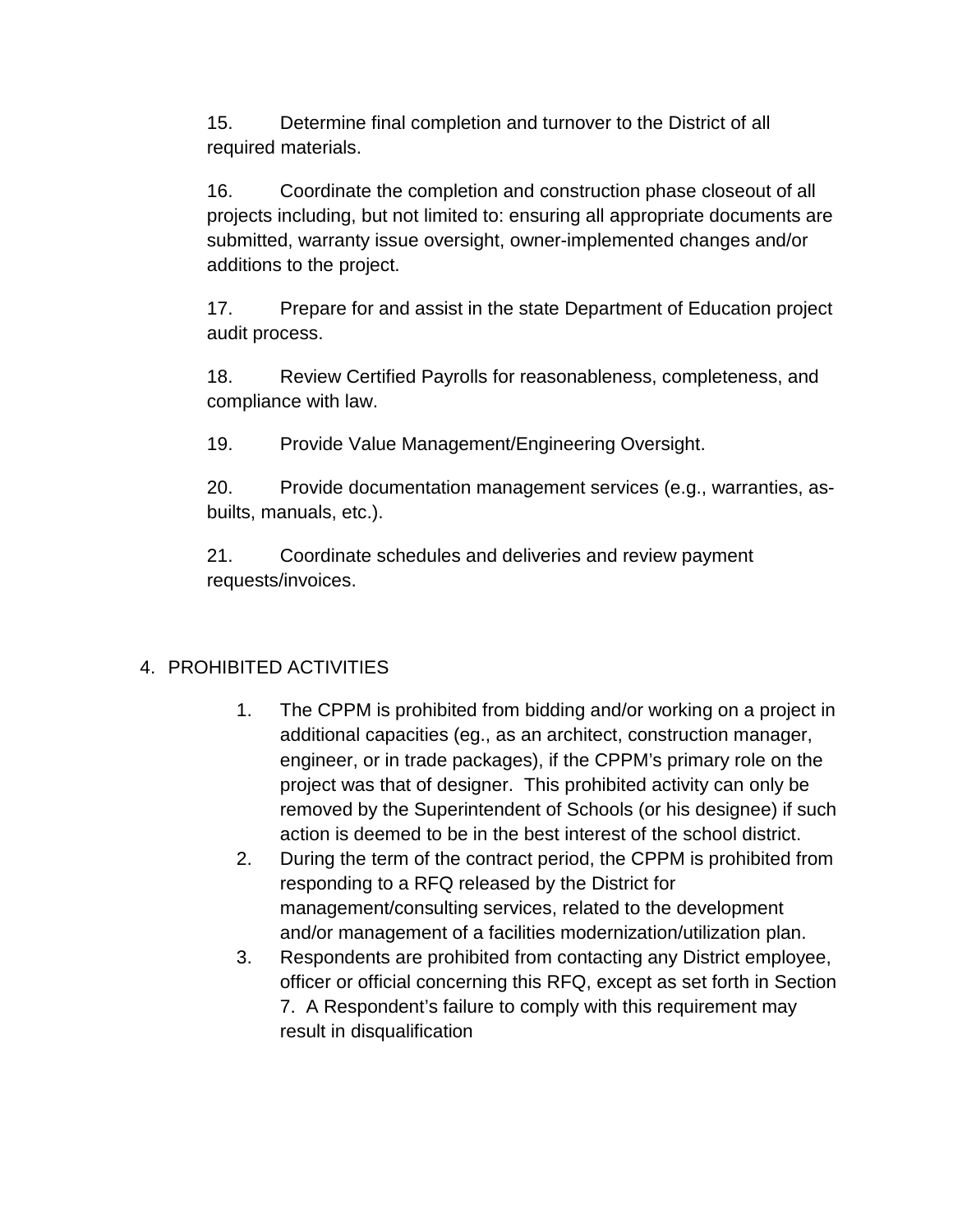15. Determine final completion and turnover to the District of all required materials.

16. Coordinate the completion and construction phase closeout of all projects including, but not limited to: ensuring all appropriate documents are submitted, warranty issue oversight, owner-implemented changes and/or additions to the project.

17. Prepare for and assist in the state Department of Education project audit process.

18. Review Certified Payrolls for reasonableness, completeness, and compliance with law.

19. Provide Value Management/Engineering Oversight.

20. Provide documentation management services (e.g., warranties, as-builts, manuals, etc.).

21. Coordinate schedules and deliveries and review payment requests/invoices.

## 4. PROHIBITED ACTIVITIES

1. The CPPM is prohibited from bidding and/or working on a project in additional capacities (eg., as an architect, construction manager, engineer, or in trade packages), if the CPPM's primary role on the project was that of designer. This prohibited activity can only be removed by the Superintendent of Schools (or his designee) if such action is deemed to be in the best interest of the school district.
2. During the term of the contract period, the CPPM is prohibited from responding to a RFQ released by the District for management/consulting services, related to the development and/or management of a facilities modernization/utilization plan.
3. Respondents are prohibited from contacting any District employee, officer or official concerning this RFQ, except as set forth in Section 7. A Respondent's failure to comply with this requirement may result in disqualification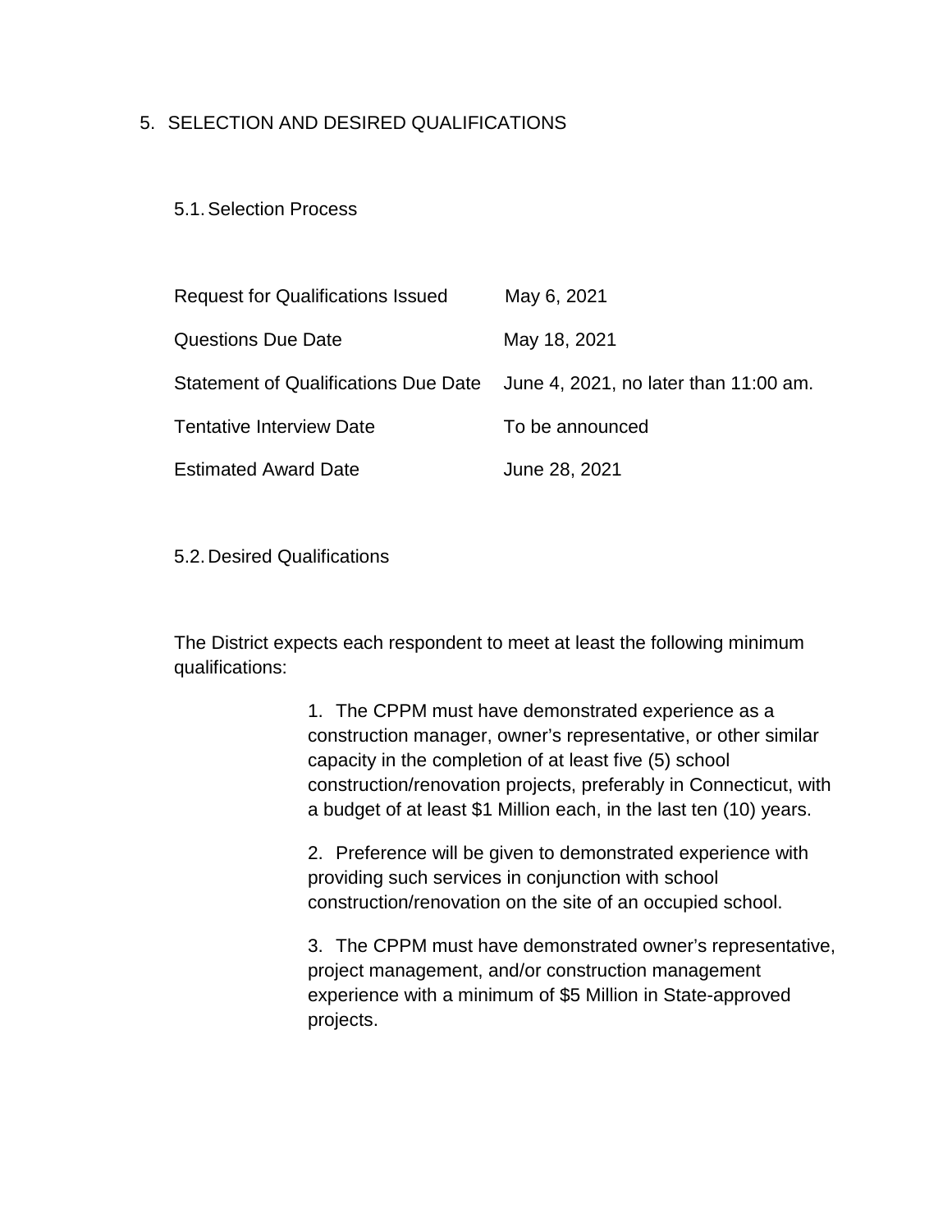## 5. SELECTION AND DESIRED QUALIFICATIONS

### 5.1. Selection Process

| | |
|---|---|
| Request for Qualifications Issued | May 6, 2021 |
| Questions Due Date | May 18, 2021 |
| Statement of Qualifications Due Date | June 4, 2021, no later than 11:00 am. |
| Tentative Interview Date | To be announced |
| Estimated Award Date | June 28, 2021 |

### 5.2. Desired Qualifications

The District expects each respondent to meet at least the following minimum qualifications:

1. The CPPM must have demonstrated experience as a construction manager, owner's representative, or other similar capacity in the completion of at least five (5) school construction/renovation projects, preferably in Connecticut, with a budget of at least $1 Million each, in the last ten (10) years.

2. Preference will be given to demonstrated experience with providing such services in conjunction with school construction/renovation on the site of an occupied school.

3. The CPPM must have demonstrated owner's representative, project management, and/or construction management experience with a minimum of $5 Million in State-approved projects.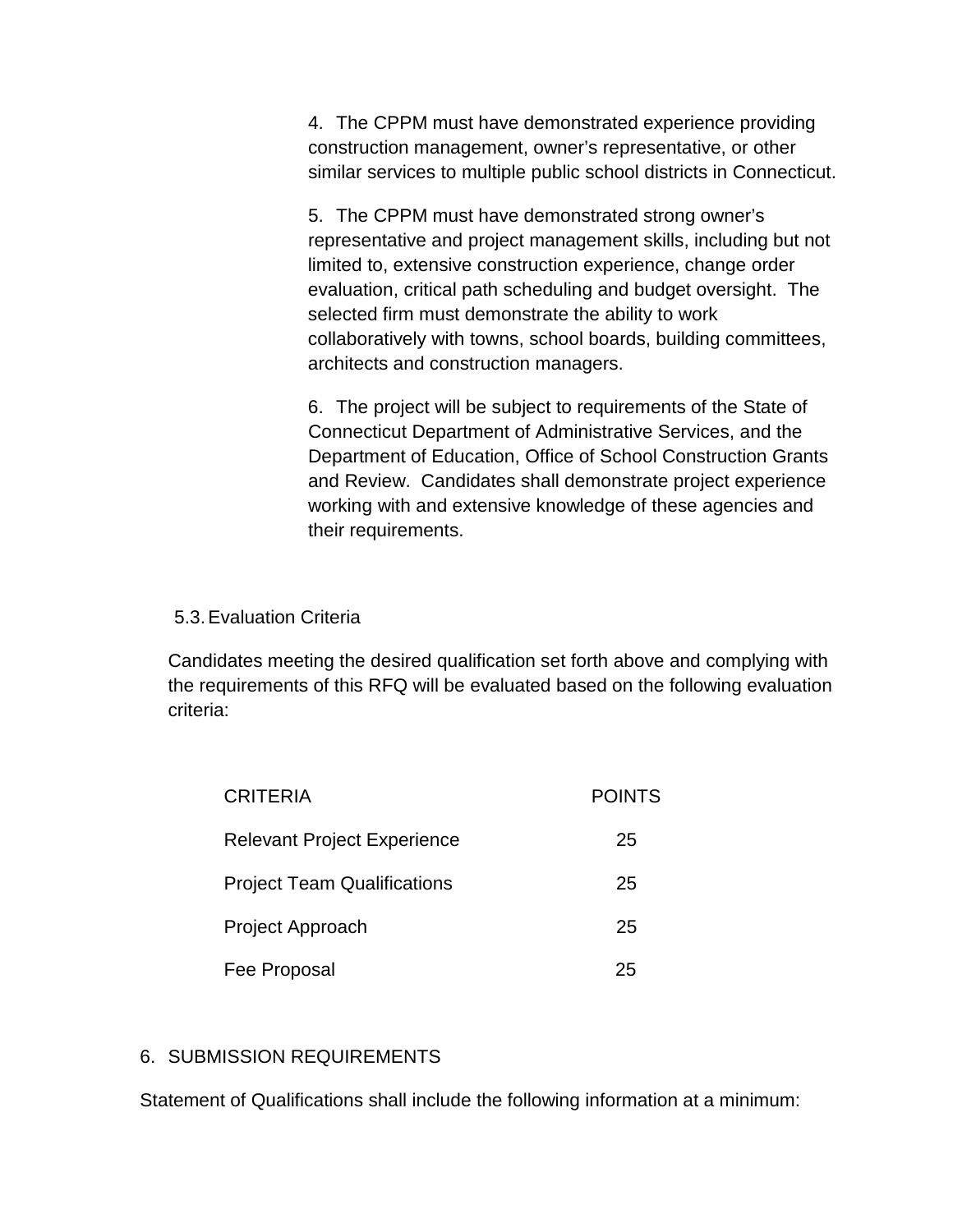4. The CPPM must have demonstrated experience providing construction management, owner's representative, or other similar services to multiple public school districts in Connecticut.

5. The CPPM must have demonstrated strong owner's representative and project management skills, including but not limited to, extensive construction experience, change order evaluation, critical path scheduling and budget oversight. The selected firm must demonstrate the ability to work collaboratively with towns, school boards, building committees, architects and construction managers.

6. The project will be subject to requirements of the State of Connecticut Department of Administrative Services, and the Department of Education, Office of School Construction Grants and Review. Candidates shall demonstrate project experience working with and extensive knowledge of these agencies and their requirements.

### 5.3. Evaluation Criteria

Candidates meeting the desired qualification set forth above and complying with the requirements of this RFQ will be evaluated based on the following evaluation criteria:

| CRITERIA | POINTS |
|---|---|
| Relevant Project Experience | 25 |
| Project Team Qualifications | 25 |
| Project Approach | 25 |
| Fee Proposal | 25 |

## 6. SUBMISSION REQUIREMENTS

Statement of Qualifications shall include the following information at a minimum: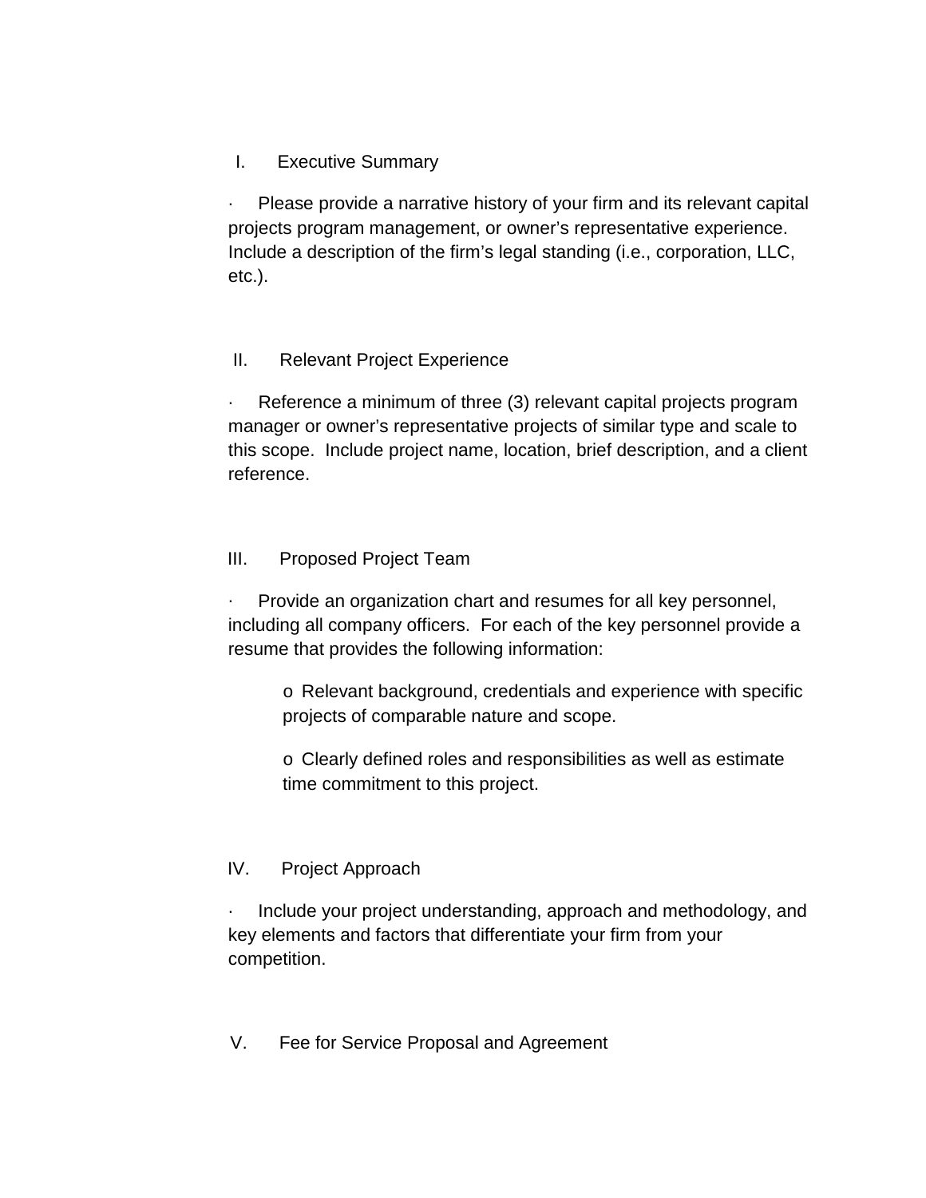## I. Executive Summary

- Please provide a narrative history of your firm and its relevant capital projects program management, or owner's representative experience. Include a description of the firm's legal standing (i.e., corporation, LLC, etc.).

## II. Relevant Project Experience

- Reference a minimum of three (3) relevant capital projects program manager or owner's representative projects of similar type and scale to this scope. Include project name, location, brief description, and a client reference.

## III. Proposed Project Team

- Provide an organization chart and resumes for all key personnel, including all company officers. For each of the key personnel provide a resume that provides the following information:
  - Relevant background, credentials and experience with specific projects of comparable nature and scope.
  - Clearly defined roles and responsibilities as well as estimate time commitment to this project.

## IV. Project Approach

- Include your project understanding, approach and methodology, and key elements and factors that differentiate your firm from your competition.

## V. Fee for Service Proposal and Agreement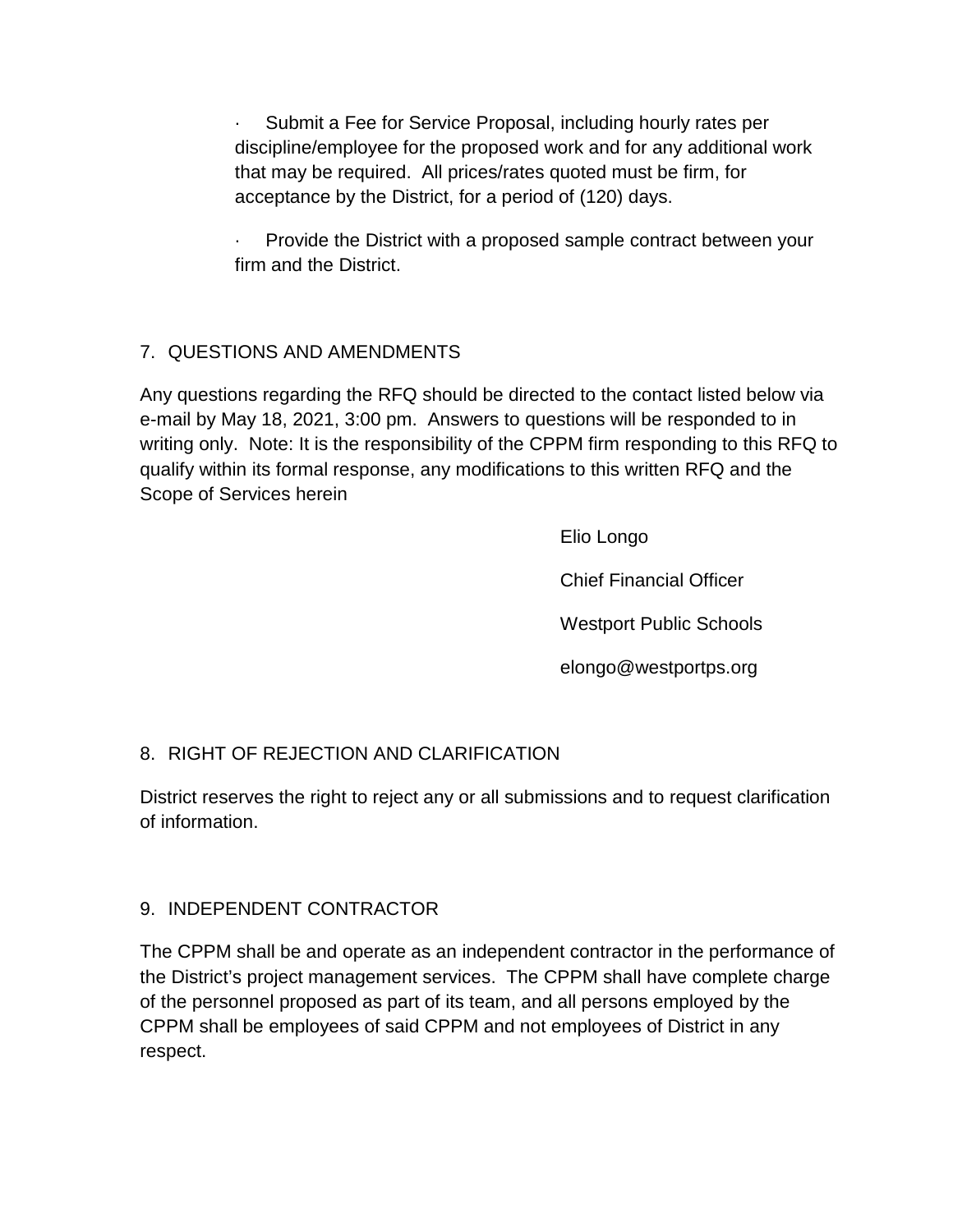- Submit a Fee for Service Proposal, including hourly rates per discipline/employee for the proposed work and for any additional work that may be required. All prices/rates quoted must be firm, for acceptance by the District, for a period of (120) days.
- Provide the District with a proposed sample contract between your firm and the District.

## 7. QUESTIONS AND AMENDMENTS

Any questions regarding the RFQ should be directed to the contact listed below via e-mail by May 18, 2021, 3:00 pm. Answers to questions will be responded to in writing only. Note: It is the responsibility of the CPPM firm responding to this RFQ to qualify within its formal response, any modifications to this written RFQ and the Scope of Services herein

Elio Longo

Chief Financial Officer

Westport Public Schools

elongo@westportps.org

## 8. RIGHT OF REJECTION AND CLARIFICATION

District reserves the right to reject any or all submissions and to request clarification of information.

## 9. INDEPENDENT CONTRACTOR

The CPPM shall be and operate as an independent contractor in the performance of the District's project management services. The CPPM shall have complete charge of the personnel proposed as part of its team, and all persons employed by the CPPM shall be employees of said CPPM and not employees of District in any respect.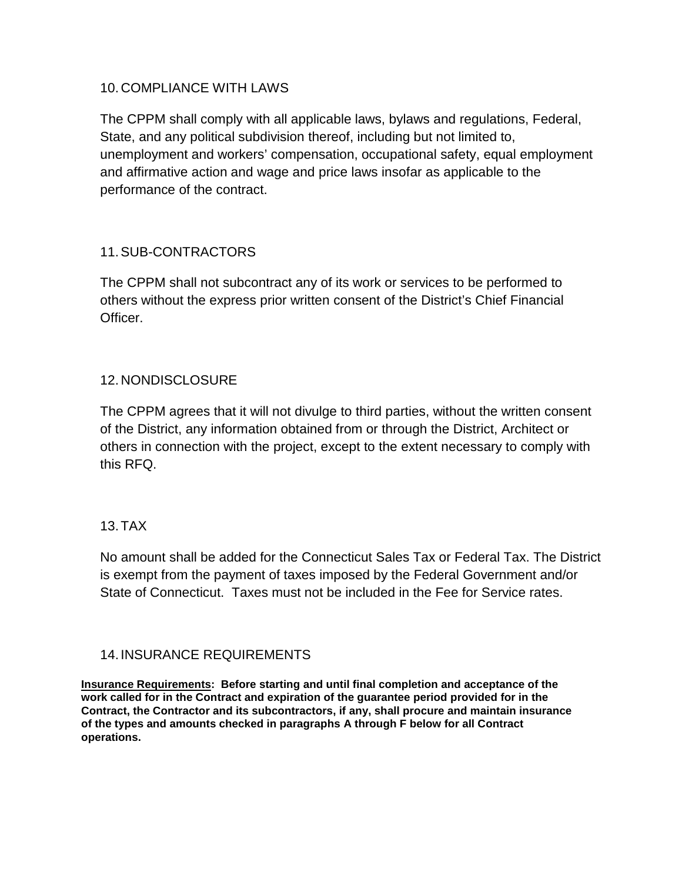## 10. COMPLIANCE WITH LAWS

The CPPM shall comply with all applicable laws, bylaws and regulations, Federal, State, and any political subdivision thereof, including but not limited to, unemployment and workers' compensation, occupational safety, equal employment and affirmative action and wage and price laws insofar as applicable to the performance of the contract.

## 11. SUB-CONTRACTORS

The CPPM shall not subcontract any of its work or services to be performed to others without the express prior written consent of the District's Chief Financial Officer.

## 12. NONDISCLOSURE

The CPPM agrees that it will not divulge to third parties, without the written consent of the District, any information obtained from or through the District, Architect or others in connection with the project, except to the extent necessary to comply with this RFQ.

## 13. TAX

No amount shall be added for the Connecticut Sales Tax or Federal Tax. The District is exempt from the payment of taxes imposed by the Federal Government and/or State of Connecticut. Taxes must not be included in the Fee for Service rates.

## 14. INSURANCE REQUIREMENTS

**<u>Insurance Requirements</u>: Before starting and until final completion and acceptance of the work called for in the Contract and expiration of the guarantee period provided for in the Contract, the Contractor and its subcontractors, if any, shall procure and maintain insurance of the types and amounts checked in paragraphs A through F below for all Contract operations.**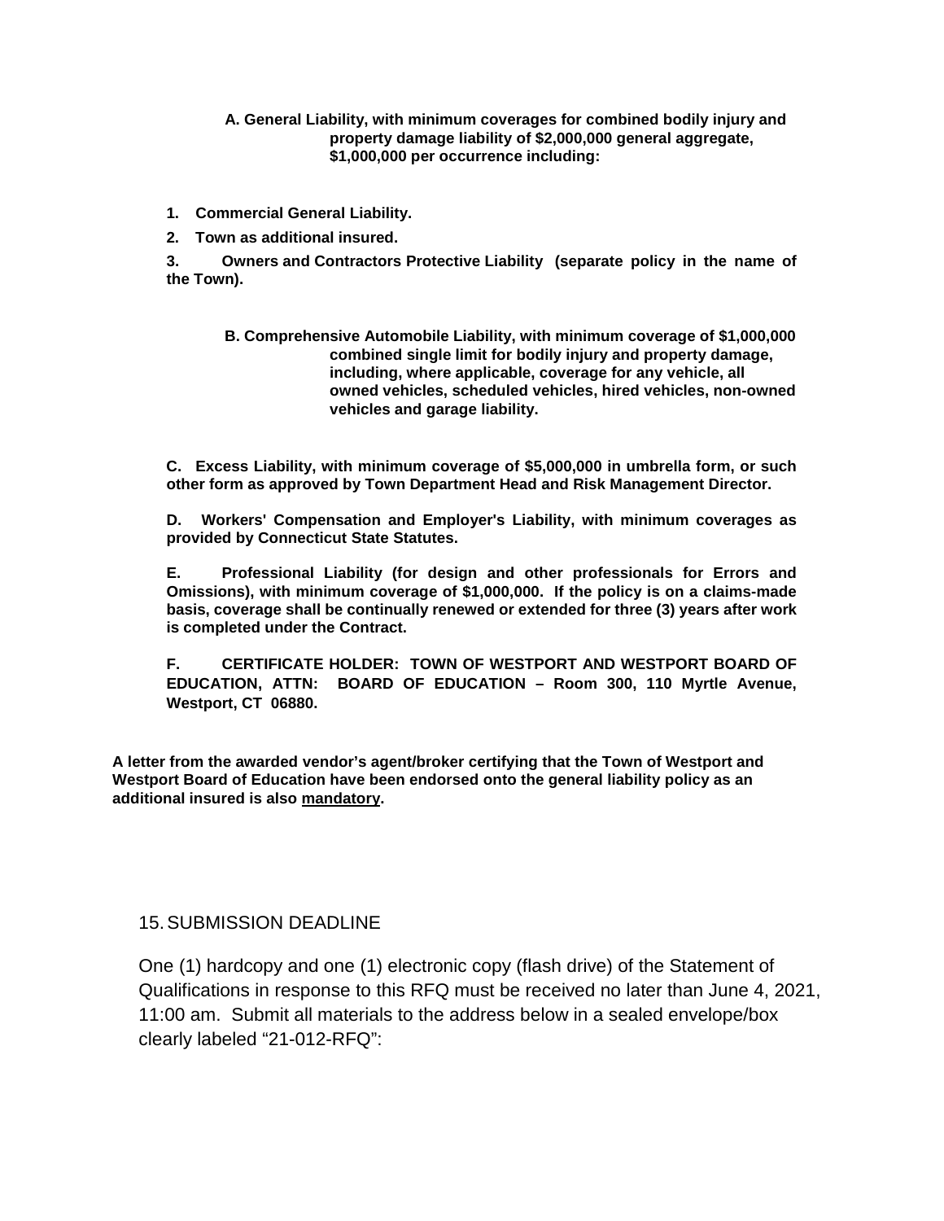**A. General Liability, with minimum coverages for combined bodily injury and property damage liability of $2,000,000 general aggregate, $1,000,000 per occurrence including:**

1. **Commercial General Liability.**
2. **Town as additional insured.**
3. **Owners and Contractors Protective Liability (separate policy in the name of the Town).**

**B. Comprehensive Automobile Liability, with minimum coverage of $1,000,000 combined single limit for bodily injury and property damage, including, where applicable, coverage for any vehicle, all owned vehicles, scheduled vehicles, hired vehicles, non-owned vehicles and garage liability.**

**C. Excess Liability, with minimum coverage of $5,000,000 in umbrella form, or such other form as approved by Town Department Head and Risk Management Director.**

**D. Workers' Compensation and Employer's Liability, with minimum coverages as provided by Connecticut State Statutes.**

**E. Professional Liability (for design and other professionals for Errors and Omissions), with minimum coverage of $1,000,000. If the policy is on a claims-made basis, coverage shall be continually renewed or extended for three (3) years after work is completed under the Contract.**

**F. CERTIFICATE HOLDER: TOWN OF WESTPORT AND WESTPORT BOARD OF EDUCATION, ATTN: BOARD OF EDUCATION – Room 300, 110 Myrtle Avenue, Westport, CT 06880.**

**A letter from the awarded vendor's agent/broker certifying that the Town of Westport and Westport Board of Education have been endorsed onto the general liability policy as an additional insured is also mandatory.**

## 15. SUBMISSION DEADLINE

One (1) hardcopy and one (1) electronic copy (flash drive) of the Statement of Qualifications in response to this RFQ must be received no later than June 4, 2021, 11:00 am. Submit all materials to the address below in a sealed envelope/box clearly labeled "21-012-RFQ":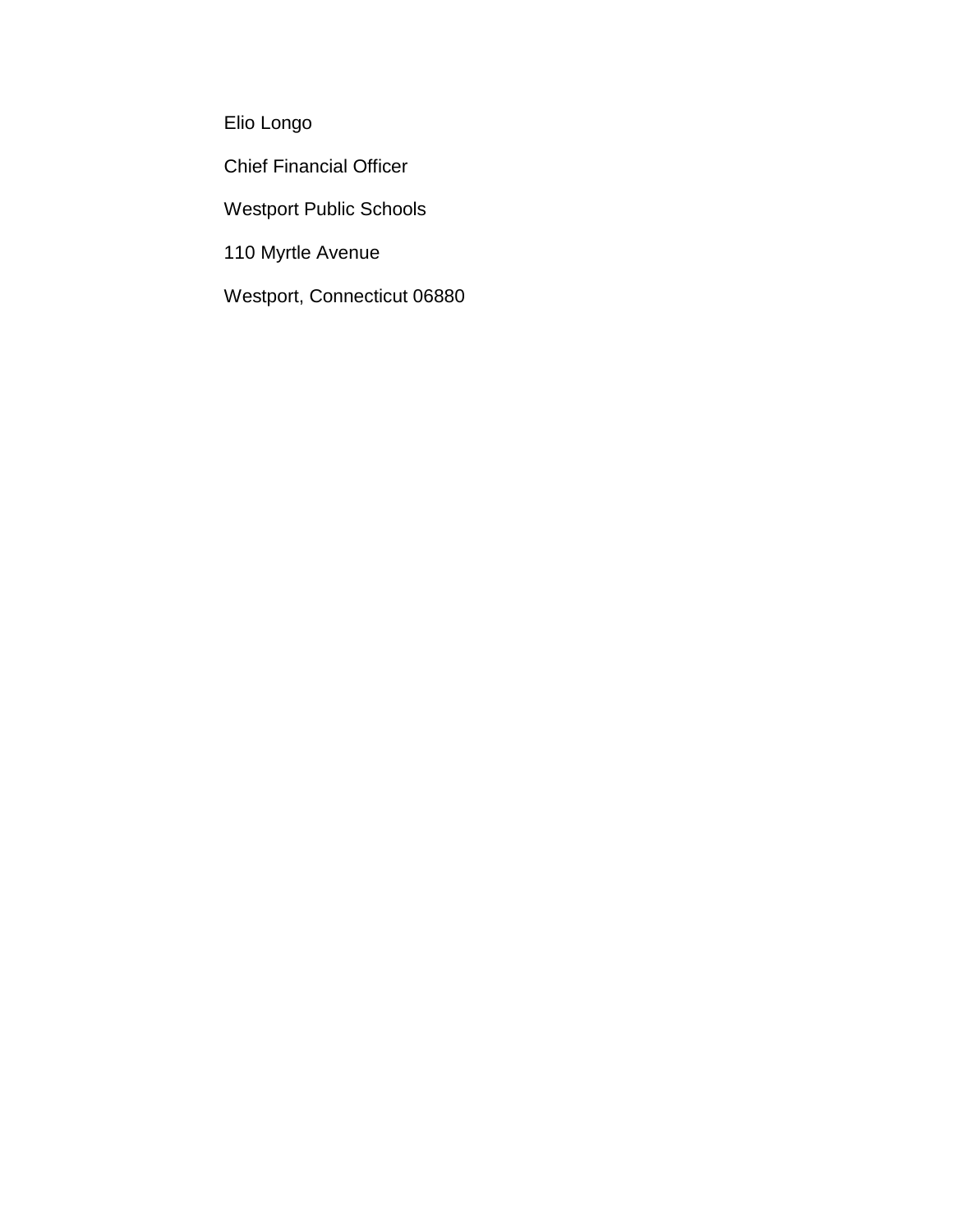Elio Longo

Chief Financial Officer

Westport Public Schools

110 Myrtle Avenue

Westport, Connecticut 06880